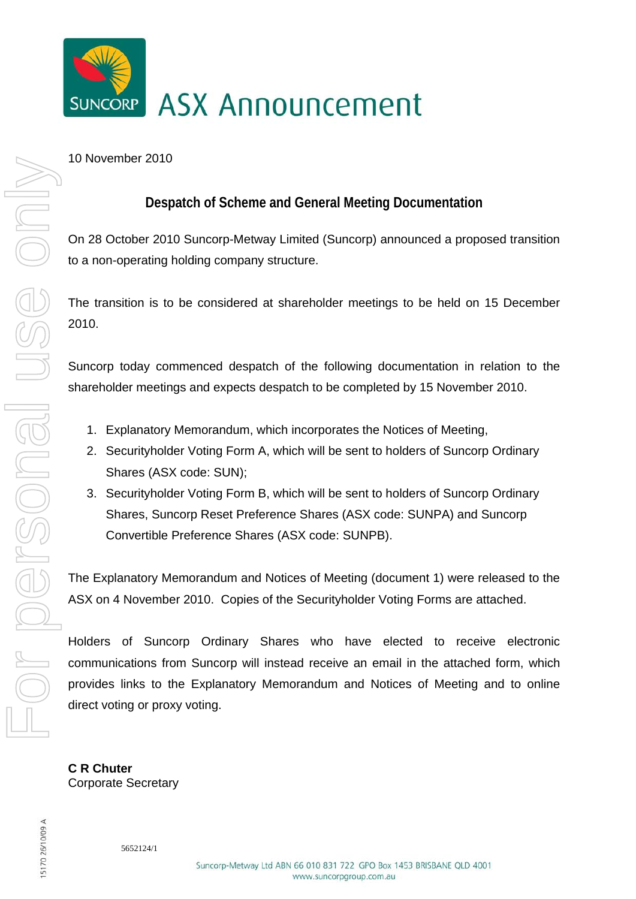# ASX Announcement

10 November 2010

## Despatch of Scheme and General Meeting Documentation

On 28 October 2010 Suncorp-Metway Limited (Suncorp) announced a proposed transition to a non-operating holding company structure.

The transition is to be considered at shareholder meetings to be held on 15 December 2010.

Suncorp today commenced despatch of the following documentation in relation to the shareholder meetings and expects despatch to be completed by 15 November 2010.

1. Explanatory Memorandum, which incorporates the Notices of Meeting,
2. Securityholder Voting Form A, which will be sent to holders of Suncorp Ordinary Shares (ASX code: SUN);
3. Securityholder Voting Form B, which will be sent to holders of Suncorp Ordinary Shares, Suncorp Reset Preference Shares (ASX code: SUNPA) and Suncorp Convertible Preference Shares (ASX code: SUNPB).

The Explanatory Memorandum and Notices of Meeting (document 1) were released to the ASX on 4 November 2010. Copies of the Securityholder Voting Forms are attached.

Holders of Suncorp Ordinary Shares who have elected to receive electronic communications from Suncorp will instead receive an email in the attached form, which provides links to the Explanatory Memorandum and Notices of Meeting and to online direct voting or proxy voting.

**C R Chuter**
Corporate Secretary

5652124/1

Suncorp-Metway Ltd ABN 66 010 831 722 GPO Box 1453 BRISBANE QLD 4001
www.suncorpgroup.com.au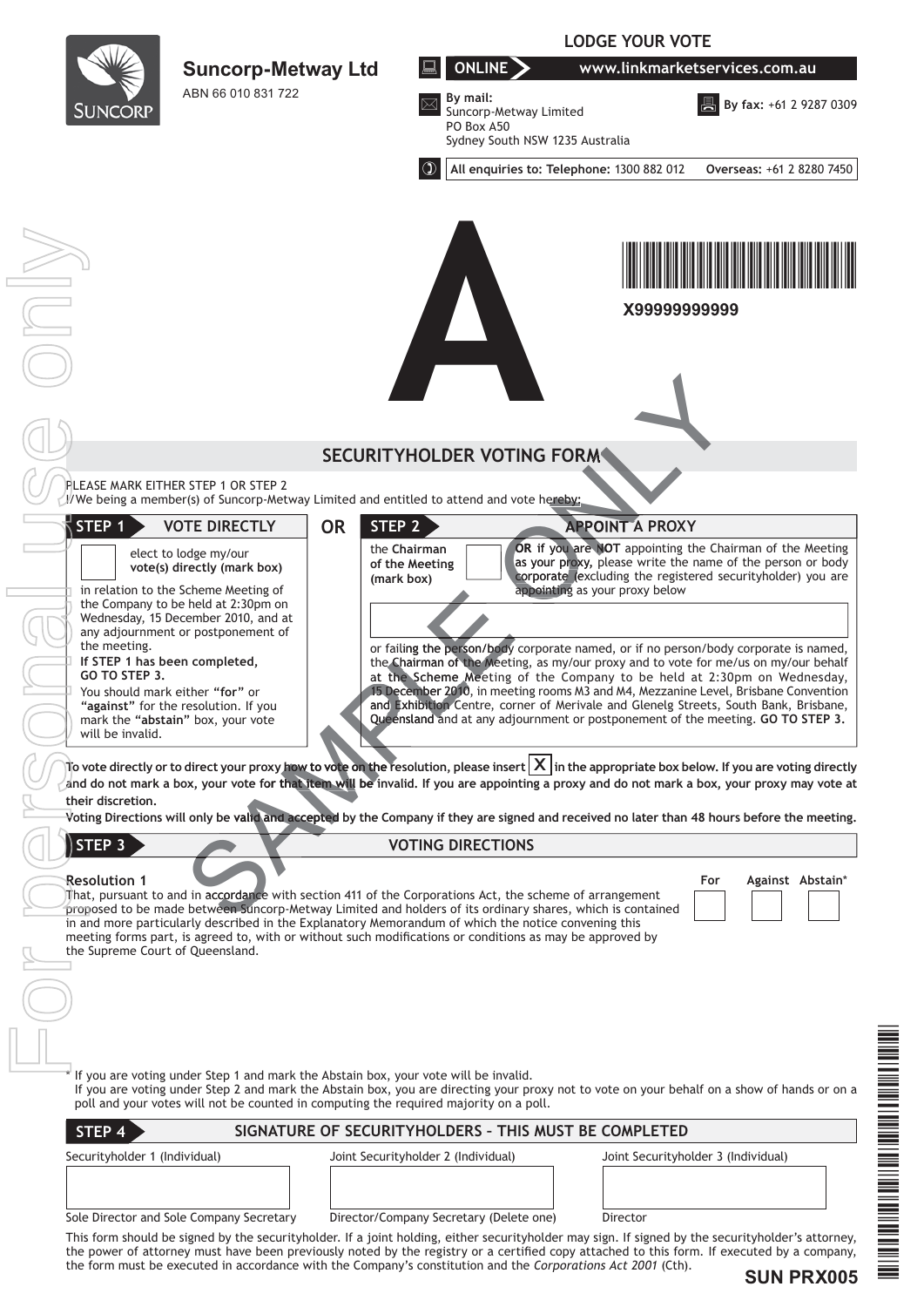**Suncorp-Metway Ltd**
ABN 66 010 831 722

## LODGE YOUR VOTE

**ONLINE** www.linkmarketservices.com.au

**By mail:**
Suncorp-Metway Limited
PO Box A50
Sydney South NSW 1235 Australia

**By fax:** +61 2 9287 0309

**All enquiries to: Telephone:** 1300 882 012 **Overseas:** +61 2 8280 7450

# A

X99999999999

## SECURITYHOLDER VOTING FORM

PLEASE MARK EITHER STEP 1 OR STEP 2
I/We being a member(s) of Suncorp-Metway Limited and entitled to attend and vote hereby:

### STEP 1 VOTE DIRECTLY

☐ elect to lodge my/our **vote(s) directly (mark box)**

in relation to the Scheme Meeting of the Company to be held at 2:30pm on Wednesday, 15 December 2010, and at any adjournment or postponement of the meeting.

**If STEP 1 has been completed, GO TO STEP 3.**

You should mark either **"for"** or **"against"** for the resolution. If you mark the **"abstain"** box, your vote will be invalid.

**OR**

### STEP 2 APPOINT A PROXY

the **Chairman of the Meeting (mark box)** ☐

**OR if you are NOT** appointing the Chairman of the Meeting **as your proxy,** please write the name of the person or body corporate (excluding the registered securityholder) you are appointing as your proxy below

☐

or failing the person/body corporate named, or if no person/body corporate is named, the **Chairman of the Meeting**, as my/our proxy and to vote for me/us on my/our behalf at the **Scheme Meeting** of the Company to be held at 2:30pm on Wednesday, **15 December 2010**, in meeting rooms M3 and M4, Mezzanine Level, Brisbane Convention **and Exhibition Centre**, corner of Merivale and Glenelg Streets, South Bank, Brisbane, **Queensland** and at any adjournment or postponement of the meeting. **GO TO STEP 3.**

**To vote directly or to direct your proxy how to vote on the resolution, please insert X in the appropriate box below. If you are voting directly and do not mark a box, your vote for that item will be invalid. If you are appointing a proxy and do not mark a box, your proxy may vote at their discretion.**

**Voting Directions will only be valid and accepted by the Company if they are signed and received no later than 48 hours before the meeting.**

### STEP 3 VOTING DIRECTIONS

| **Resolution 1** | For | Against | Abstain* |
|---|---|---|---|
| That, pursuant to and in accordance with section 411 of the Corporations Act, the scheme of arrangement proposed to be made between Suncorp-Metway Limited and holders of its ordinary shares, which is contained in and more particularly described in the Explanatory Memorandum of which the notice convening this meeting forms part, is agreed to, with or without such modifications or conditions as may be approved by the Supreme Court of Queensland. | ☐ | ☐ | ☐ |

\* If you are voting under Step 1 and mark the Abstain box, your vote will be invalid.
If you are voting under Step 2 and mark the Abstain box, you are directing your proxy not to vote on your behalf on a show of hands or on a poll and your votes will not be counted in computing the required majority on a poll.

### STEP 4 SIGNATURE OF SECURITYHOLDERS – THIS MUST BE COMPLETED

| Securityholder 1 (Individual) | Joint Securityholder 2 (Individual) | Joint Securityholder 3 (Individual) |
|---|---|---|
| | | |
| Sole Director and Sole Company Secretary | Director/Company Secretary (Delete one) | Director |

This form should be signed by the securityholder. If a joint holding, either securityholder may sign. If signed by the securityholder's attorney, the power of attorney must have been previously noted by the registry or a certified copy attached to this form. If executed by a company, the form must be executed in accordance with the Company's constitution and the *Corporations Act 2001* (Cth).

**SUN PRX005**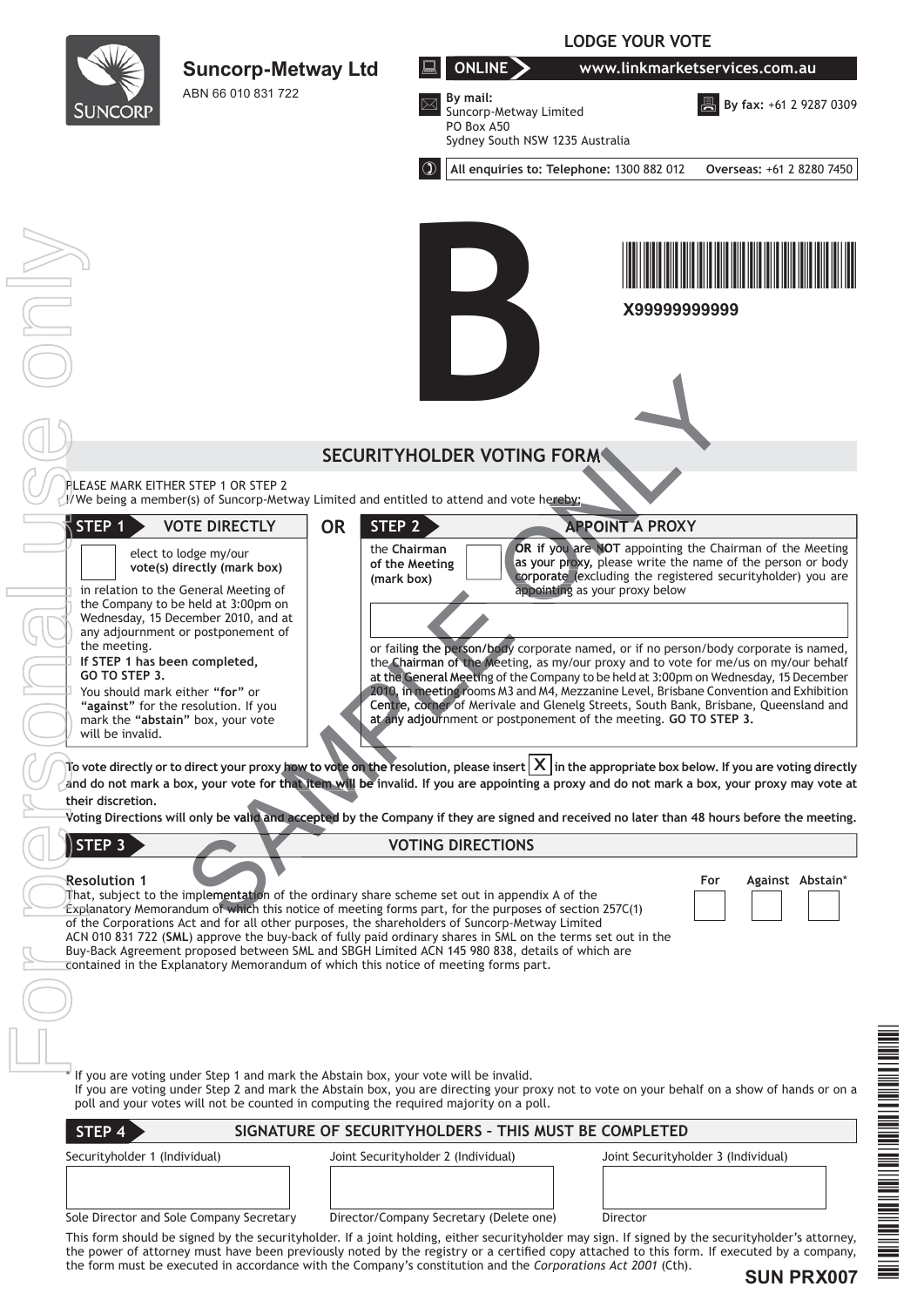**Suncorp-Metway Ltd**
ABN 66 010 831 722

**LODGE YOUR VOTE**

**ONLINE** www.linkmarketservices.com.au

**By mail:**
Suncorp-Metway Limited
PO Box A50
Sydney South NSW 1235 Australia

**By fax:** +61 2 9287 0309

**All enquiries to: Telephone:** 1300 882 012 **Overseas:** +61 2 8280 7450

B

X99999999999

## SECURITYHOLDER VOTING FORM

PLEASE MARK EITHER STEP 1 OR STEP 2
I/We being a member(s) of Suncorp-Metway Limited and entitled to attend and vote hereby:

### STEP 1 VOTE DIRECTLY

☐ elect to lodge my/our **vote(s) directly (mark box)**

in relation to the General Meeting of the Company to be held at 3:00pm on Wednesday, 15 December 2010, and at any adjournment or postponement of the meeting.

**If STEP 1 has been completed, GO TO STEP 3.**

You should mark either **"for"** or **"against"** for the resolution. If you mark the **"abstain"** box, your vote will be invalid.

**OR**

### STEP 2 APPOINT A PROXY

the **Chairman of the Meeting (mark box)** ☐

**OR if you are NOT** appointing the Chairman of the Meeting **as your proxy,** please write the name of the person or body corporate (excluding the registered securityholder) you are appointing as your proxy below

or failing the person/body corporate named, or if no person/body corporate is named, the Chairman of the Meeting, as my/our proxy and to vote for me/us on my/our behalf at the General Meeting of the Company to be held at 3:00pm on Wednesday, 15 December 2010, in meeting rooms M3 and M4, Mezzanine Level, Brisbane Convention and Exhibition Centre, corner of Merivale and Glenelg Streets, South Bank, Brisbane, Queensland and at any adjournment or postponement of the meeting. **GO TO STEP 3.**

**To vote directly or to direct your proxy how to vote on the resolution, please insert X in the appropriate box below. If you are voting directly and do not mark a box, your vote for that item will be invalid. If you are appointing a proxy and do not mark a box, your proxy may vote at their discretion.**

**Voting Directions will only be valid and accepted by the Company if they are signed and received no later than 48 hours before the meeting.**

### STEP 3 VOTING DIRECTIONS

| | For | Against | Abstain* |
|---|---|---|---|
| **Resolution 1**<br>That, subject to the implementation of the ordinary share scheme set out in appendix A of the Explanatory Memorandum of which this notice of meeting forms part, for the purposes of section 257C(1) of the Corporations Act and for all other purposes, the shareholders of Suncorp-Metway Limited ACN 010 831 722 (**SML**) approve the buy-back of fully paid ordinary shares in SML on the terms set out in the Buy-Back Agreement proposed between SML and SBGH Limited ACN 145 980 838, details of which are contained in the Explanatory Memorandum of which this notice of meeting forms part. | ☐ | ☐ | ☐ |

\* If you are voting under Step 1 and mark the Abstain box, your vote will be invalid.
If you are voting under Step 2 and mark the Abstain box, you are directing your proxy not to vote on your behalf on a show of hands or on a poll and your votes will not be counted in computing the required majority on a poll.

### STEP 4 SIGNATURE OF SECURITYHOLDERS – THIS MUST BE COMPLETED

| Securityholder 1 (Individual) | Joint Securityholder 2 (Individual) | Joint Securityholder 3 (Individual) |
|---|---|---|
| | | |
| Sole Director and Sole Company Secretary | Director/Company Secretary (Delete one) | Director |

This form should be signed by the securityholder. If a joint holding, either securityholder may sign. If signed by the securityholder's attorney, the power of attorney must have been previously noted by the registry or a certified copy attached to this form. If executed by a company, the form must be executed in accordance with the Company's constitution and the *Corporations Act 2001* (Cth).

**SUN PRX007**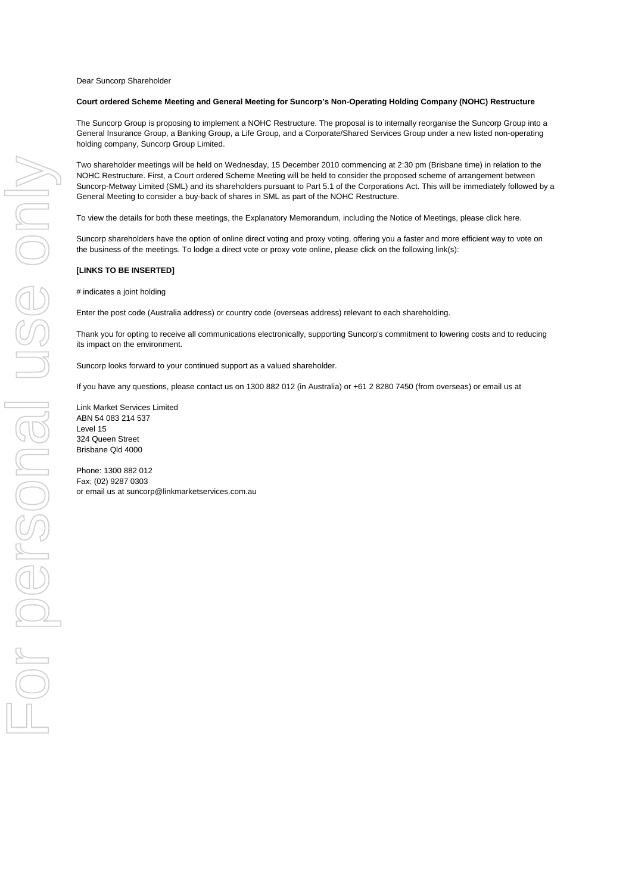Dear Suncorp Shareholder

**Court ordered Scheme Meeting and General Meeting for Suncorp's Non-Operating Holding Company (NOHC) Restructure**

The Suncorp Group is proposing to implement a NOHC Restructure. The proposal is to internally reorganise the Suncorp Group into a General Insurance Group, a Banking Group, a Life Group, and a Corporate/Shared Services Group under a new listed non-operating holding company, Suncorp Group Limited.

Two shareholder meetings will be held on Wednesday, 15 December 2010 commencing at 2:30 pm (Brisbane time) in relation to the NOHC Restructure. First, a Court ordered Scheme Meeting will be held to consider the proposed scheme of arrangement between Suncorp-Metway Limited (SML) and its shareholders pursuant to Part 5.1 of the Corporations Act. This will be immediately followed by a General Meeting to consider a buy-back of shares in SML as part of the NOHC Restructure.

To view the details for both these meetings, the Explanatory Memorandum, including the Notice of Meetings, please click here.

Suncorp shareholders have the option of online direct voting and proxy voting, offering you a faster and more efficient way to vote on the business of the meetings. To lodge a direct vote or proxy vote online, please click on the following link(s):

**[LINKS TO BE INSERTED]**

# indicates a joint holding

Enter the post code (Australia address) or country code (overseas address) relevant to each shareholding.

Thank you for opting to receive all communications electronically, supporting Suncorp's commitment to lowering costs and to reducing its impact on the environment.

Suncorp looks forward to your continued support as a valued shareholder.

If you have any questions, please contact us on 1300 882 012 (in Australia) or +61 2 8280 7450 (from overseas) or email us at

Link Market Services Limited
ABN 54 083 214 537
Level 15
324 Queen Street
Brisbane Qld 4000

Phone: 1300 882 012
Fax: (02) 9287 0303
or email us at suncorp@linkmarketservices.com.au